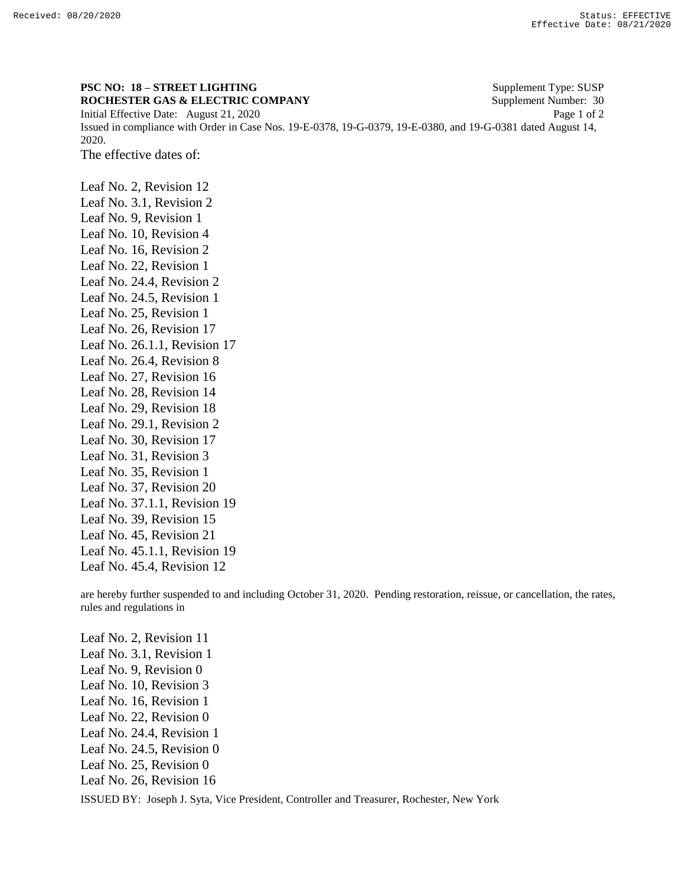**PSC NO: 18 – STREET LIGHTING** Supplement Type: SUSP
**ROCHESTER GAS & ELECTRIC COMPANY** Supplement Number: 30
Initial Effective Date: August 21, 2020
Issued in compliance with Order in Case Nos. 19-E-0378, 19-G-0379, 19-E-0380, and 19-G-0381 dated August 14, 2020.

The effective dates of:

Leaf No. 2, Revision 12
Leaf No. 3.1, Revision 2
Leaf No. 9, Revision 1
Leaf No. 10, Revision 4
Leaf No. 16, Revision 2
Leaf No. 22, Revision 1
Leaf No. 24.4, Revision 2
Leaf No. 24.5, Revision 1
Leaf No. 25, Revision 1
Leaf No. 26, Revision 17
Leaf No. 26.1.1, Revision 17
Leaf No. 26.4, Revision 8
Leaf No. 27, Revision 16
Leaf No. 28, Revision 14
Leaf No. 29, Revision 18
Leaf No. 29.1, Revision 2
Leaf No. 30, Revision 17
Leaf No. 31, Revision 3
Leaf No. 35, Revision 1
Leaf No. 37, Revision 20
Leaf No. 37.1.1, Revision 19
Leaf No. 39, Revision 15
Leaf No. 45, Revision 21
Leaf No. 45.1.1, Revision 19
Leaf No. 45.4, Revision 12

are hereby further suspended to and including October 31, 2020. Pending restoration, reissue, or cancellation, the rates, rules and regulations in

Leaf No. 2, Revision 11
Leaf No. 3.1, Revision 1
Leaf No. 9, Revision 0
Leaf No. 10, Revision 3
Leaf No. 16, Revision 1
Leaf No. 22, Revision 0
Leaf No. 24.4, Revision 1
Leaf No. 24.5, Revision 0
Leaf No. 25, Revision 0
Leaf No. 26, Revision 16

ISSUED BY: Joseph J. Syta, Vice President, Controller and Treasurer, Rochester, New York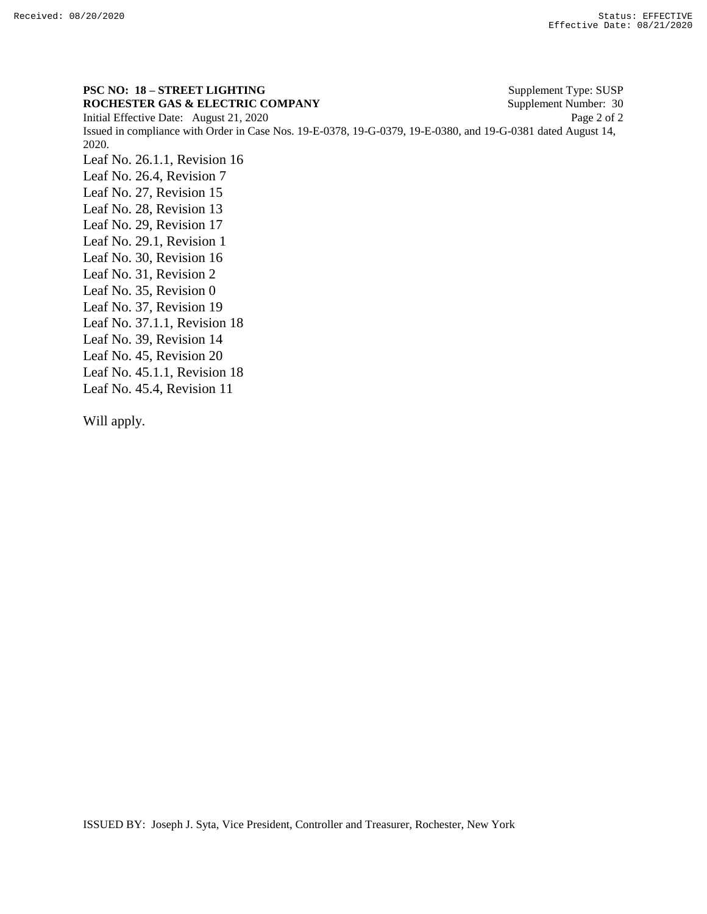**PSC NO: 18 – STREET LIGHTING** Supplement Type: SUSP
**ROCHESTER GAS & ELECTRIC COMPANY** Supplement Number: 30
Initial Effective Date: August 21, 2020
Issued in compliance with Order in Case Nos. 19-E-0378, 19-G-0379, 19-E-0380, and 19-G-0381 dated August 14, 2020.

Leaf No. 26.1.1, Revision 16
Leaf No. 26.4, Revision 7
Leaf No. 27, Revision 15
Leaf No. 28, Revision 13
Leaf No. 29, Revision 17
Leaf No. 29.1, Revision 1
Leaf No. 30, Revision 16
Leaf No. 31, Revision 2
Leaf No. 35, Revision 0
Leaf No. 37, Revision 19
Leaf No. 37.1.1, Revision 18
Leaf No. 39, Revision 14
Leaf No. 45, Revision 20
Leaf No. 45.1.1, Revision 18
Leaf No. 45.4, Revision 11

Will apply.

ISSUED BY: Joseph J. Syta, Vice President, Controller and Treasurer, Rochester, New York